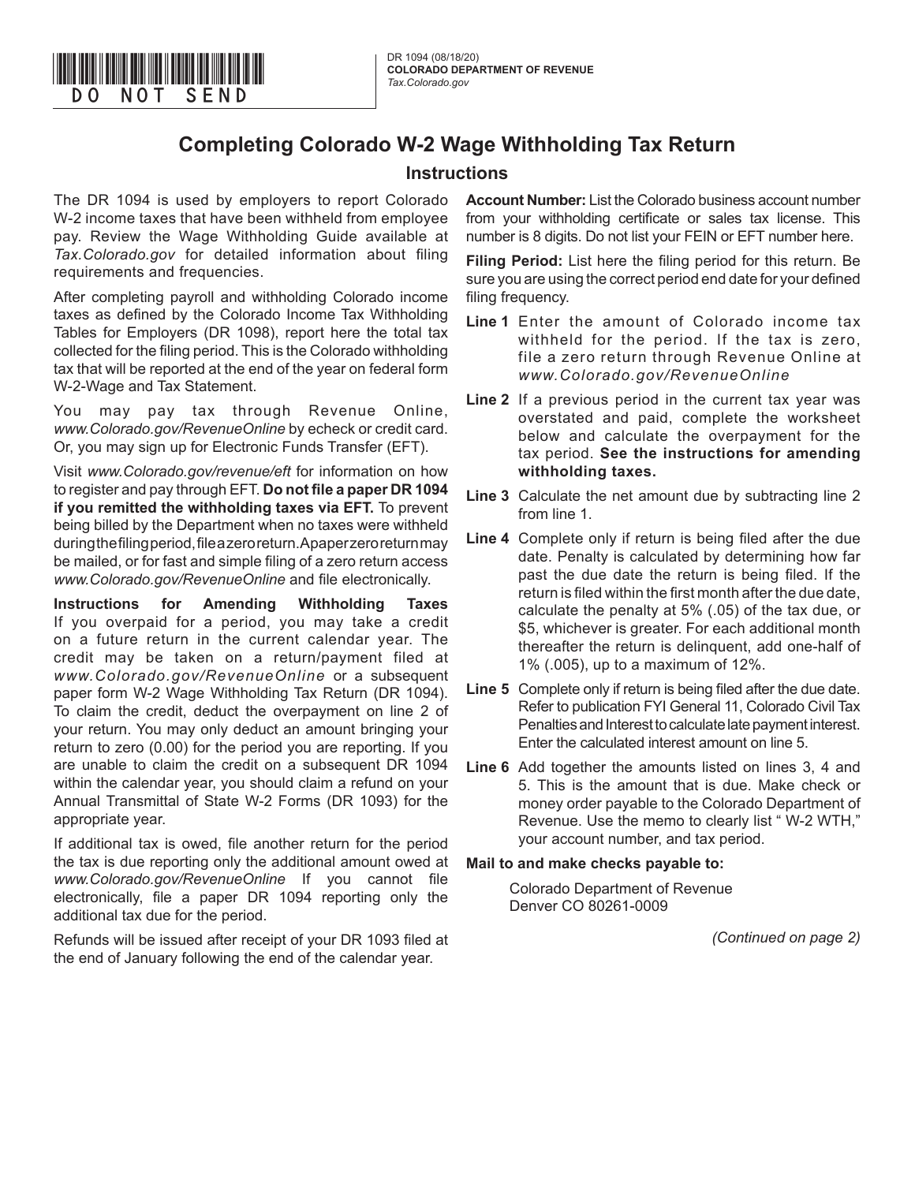DO NOT SEND

DR 1094 (08/18/20)
**COLORADO DEPARTMENT OF REVENUE**
*Tax.Colorado.gov*

# Completing Colorado W-2 Wage Withholding Tax Return

## Instructions

The DR 1094 is used by employers to report Colorado W-2 income taxes that have been withheld from employee pay. Review the Wage Withholding Guide available at *Tax.Colorado.gov* for detailed information about filing requirements and frequencies.

After completing payroll and withholding Colorado income taxes as defined by the Colorado Income Tax Withholding Tables for Employers (DR 1098), report here the total tax collected for the filing period. This is the Colorado withholding tax that will be reported at the end of the year on federal form W-2-Wage and Tax Statement.

You may pay tax through Revenue Online, *www.Colorado.gov/RevenueOnline* by echeck or credit card. Or, you may sign up for Electronic Funds Transfer (EFT).

Visit *www.Colorado.gov/revenue/eft* for information on how to register and pay through EFT. **Do not file a paper DR 1094 if you remitted the withholding taxes via EFT.** To prevent being billed by the Department when no taxes were withheld during the filing period, file a zero return. A paper zero return may be mailed, or for fast and simple filing of a zero return access *www.Colorado.gov/RevenueOnline* and file electronically.

**Instructions for Amending Withholding Taxes**
If you overpaid for a period, you may take a credit on a future return in the current calendar year. The credit may be taken on a return/payment filed at *www.Colorado.gov/RevenueOnline* or a subsequent paper form W-2 Wage Withholding Tax Return (DR 1094). To claim the credit, deduct the overpayment on line 2 of your return. You may only deduct an amount bringing your return to zero (0.00) for the period you are reporting. If you are unable to claim the credit on a subsequent DR 1094 within the calendar year, you should claim a refund on your Annual Transmittal of State W-2 Forms (DR 1093) for the appropriate year.

If additional tax is owed, file another return for the period the tax is due reporting only the additional amount owed at *www.Colorado.gov/RevenueOnline* If you cannot file electronically, file a paper DR 1094 reporting only the additional tax due for the period.

Refunds will be issued after receipt of your DR 1093 filed at the end of January following the end of the calendar year.

**Account Number:** List the Colorado business account number from your withholding certificate or sales tax license. This number is 8 digits. Do not list your FEIN or EFT number here.

**Filing Period:** List here the filing period for this return. Be sure you are using the correct period end date for your defined filing frequency.

**Line 1** Enter the amount of Colorado income tax withheld for the period. If the tax is zero, file a zero return through Revenue Online at *www.Colorado.gov/RevenueOnline*

**Line 2** If a previous period in the current tax year was overstated and paid, complete the worksheet below and calculate the overpayment for the tax period. **See the instructions for amending withholding taxes.**

**Line 3** Calculate the net amount due by subtracting line 2 from line 1.

**Line 4** Complete only if return is being filed after the due date. Penalty is calculated by determining how far past the due date the return is being filed. If the return is filed within the first month after the due date, calculate the penalty at 5% (.05) of the tax due, or $5, whichever is greater. For each additional month thereafter the return is delinquent, add one-half of 1% (.005), up to a maximum of 12%.

**Line 5** Complete only if return is being filed after the due date. Refer to publication FYI General 11, Colorado Civil Tax Penalties and Interest to calculate late payment interest. Enter the calculated interest amount on line 5.

**Line 6** Add together the amounts listed on lines 3, 4 and 5. This is the amount that is due. Make check or money order payable to the Colorado Department of Revenue. Use the memo to clearly list " W-2 WTH," your account number, and tax period.

**Mail to and make checks payable to:**

Colorado Department of Revenue
Denver CO 80261-0009

*(Continued on page 2)*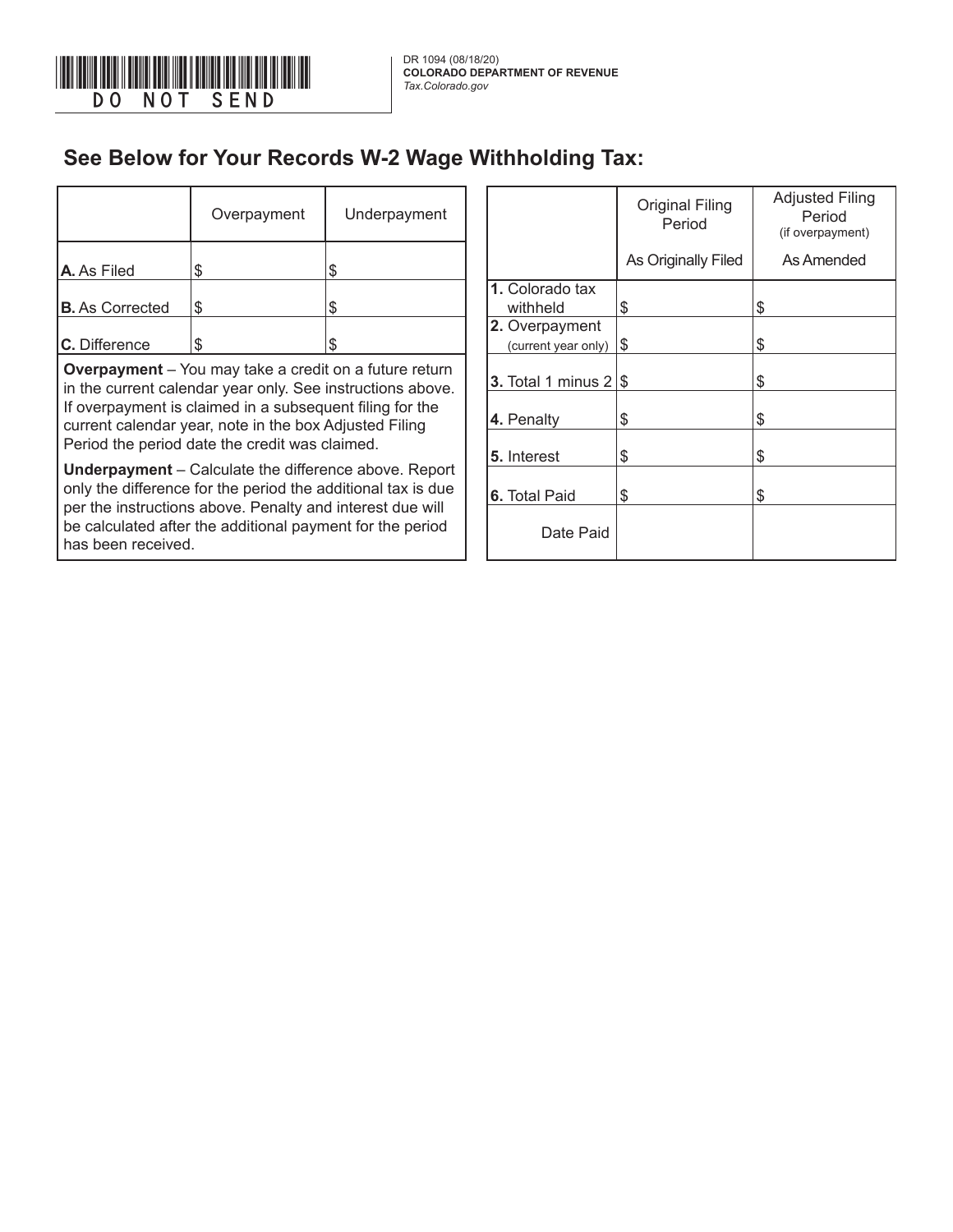DO NOT SEND

DR 1094 (08/18/20)
**COLORADO DEPARTMENT OF REVENUE**
*Tax.Colorado.gov*

## See Below for Your Records W-2 Wage Withholding Tax:

| | Overpayment | Underpayment |
|---|---|---|
| **A.** As Filed | $ | $ |
| **B.** As Corrected | $ | $ |
| **C.** Difference | $ | $ |

**Overpayment** – You may take a credit on a future return in the current calendar year only. See instructions above. If overpayment is claimed in a subsequent filing for the current calendar year, note in the box Adjusted Filing Period the period date the credit was claimed.

**Underpayment** – Calculate the difference above. Report only the difference for the period the additional tax is due per the instructions above. Penalty and interest due will be calculated after the additional payment for the period has been received.

| | Original Filing Period | Adjusted Filing Period (if overpayment) |
|---|---|---|
| | As Originally Filed | As Amended |
| **1.** Colorado tax withheld | $ | $ |
| **2.** Overpayment (current year only) | $ | $ |
| **3.** Total 1 minus 2 | $ | $ |
| **4.** Penalty | $ | $ |
| **5.** Interest | $ | $ |
| **6.** Total Paid | $ | $ |
| Date Paid | | |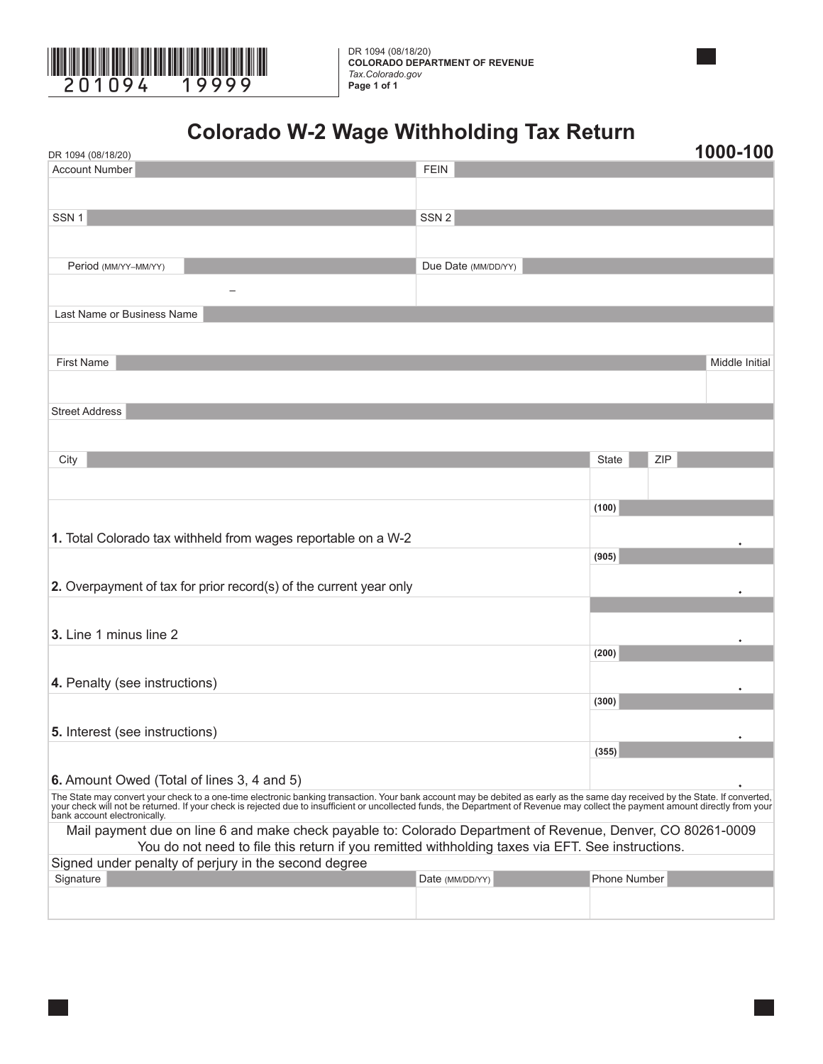201094 19999

DR 1094 (08/18/20)
**COLORADO DEPARTMENT OF REVENUE**
*Tax.Colorado.gov*

# Colorado W-2 Wage Withholding Tax Return

DR 1094 (08/18/20)

**1000-100**

| | |
|---|---|
| Account Number | FEIN |
| SSN 1 | SSN 2 |
| Period (MM/YY–MM/YY) – | Due Date (MM/DD/YY) |

| | | |
|---|---|---|
| Last Name or Business Name | | |
| First Name | | Middle Initial |
| Street Address | | |
| City | State | ZIP |

| | |
|---|---|
| **1.** Total Colorado tax withheld from wages reportable on a W-2 | (100) . |
| **2.** Overpayment of tax for prior record(s) of the current year only | (905) . |
| **3.** Line 1 minus line 2 | . |
| **4.** Penalty (see instructions) | (200) . |
| **5.** Interest (see instructions) | (300) . |
| **6.** Amount Owed (Total of lines 3, 4 and 5) | (355) . |

The State may convert your check to a one-time electronic banking transaction. Your bank account may be debited as early as the same day received by the State. If converted, your check will not be returned. If your check is rejected due to insufficient or uncollected funds, the Department of Revenue may collect the payment amount directly from your bank account electronically.

Mail payment due on line 6 and make check payable to: Colorado Department of Revenue, Denver, CO 80261-0009
You do not need to file this return if you remitted withholding taxes via EFT. See instructions.

Signed under penalty of perjury in the second degree

| | | |
|---|---|---|
| Signature | Date (MM/DD/YY) | Phone Number |